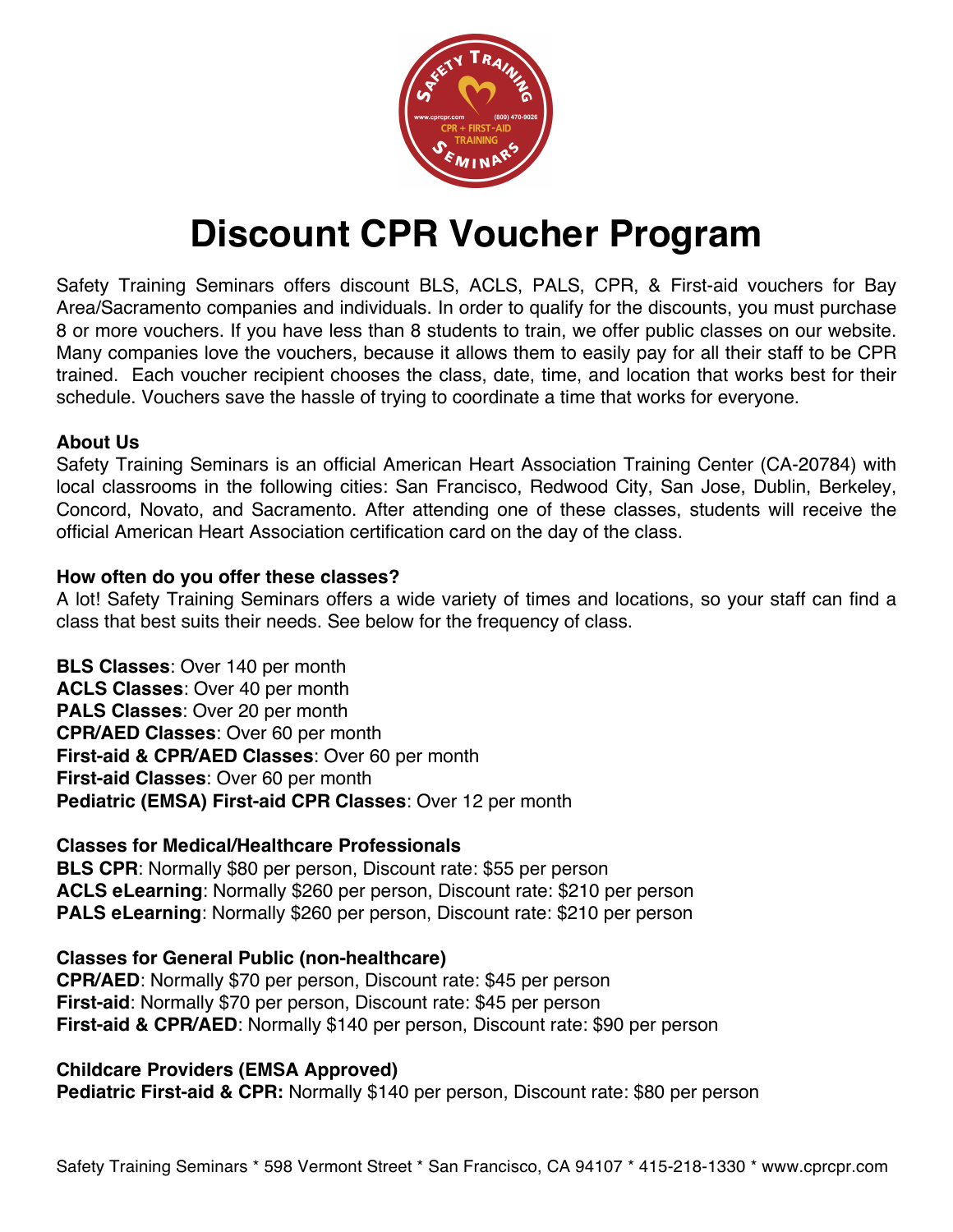# Discount CPR Voucher Program

Safety Training Seminars offers discount BLS, ACLS, PALS, CPR, & First-aid vouchers for Bay Area/Sacramento companies and individuals. In order to qualify for the discounts, you must purchase 8 or more vouchers. If you have less than 8 students to train, we offer public classes on our website. Many companies love the vouchers, because it allows them to easily pay for all their staff to be CPR trained. Each voucher recipient chooses the class, date, time, and location that works best for their schedule. Vouchers save the hassle of trying to coordinate a time that works for everyone.

**About Us**

Safety Training Seminars is an official American Heart Association Training Center (CA-20784) with local classrooms in the following cities: San Francisco, Redwood City, San Jose, Dublin, Berkeley, Concord, Novato, and Sacramento. After attending one of these classes, students will receive the official American Heart Association certification card on the day of the class.

**How often do you offer these classes?**

A lot! Safety Training Seminars offers a wide variety of times and locations, so your staff can find a class that best suits their needs. See below for the frequency of class.

**BLS Classes**: Over 140 per month
**ACLS Classes**: Over 40 per month
**PALS Classes**: Over 20 per month
**CPR/AED Classes**: Over 60 per month
**First-aid & CPR/AED Classes**: Over 60 per month
**First-aid Classes**: Over 60 per month
**Pediatric (EMSA) First-aid CPR Classes**: Over 12 per month

**Classes for Medical/Healthcare Professionals**
**BLS CPR**: Normally $80 per person, Discount rate: $55 per person
**ACLS eLearning**: Normally $260 per person, Discount rate: $210 per person
**PALS eLearning**: Normally $260 per person, Discount rate: $210 per person

**Classes for General Public (non-healthcare)**
**CPR/AED**: Normally $70 per person, Discount rate: $45 per person
**First-aid**: Normally $70 per person, Discount rate: $45 per person
**First-aid & CPR/AED**: Normally $140 per person, Discount rate: $90 per person

**Childcare Providers (EMSA Approved)**
**Pediatric First-aid & CPR:** Normally $140 per person, Discount rate: $80 per person

Safety Training Seminars * 598 Vermont Street * San Francisco, CA 94107 * 415-218-1330 * www.cprcpr.com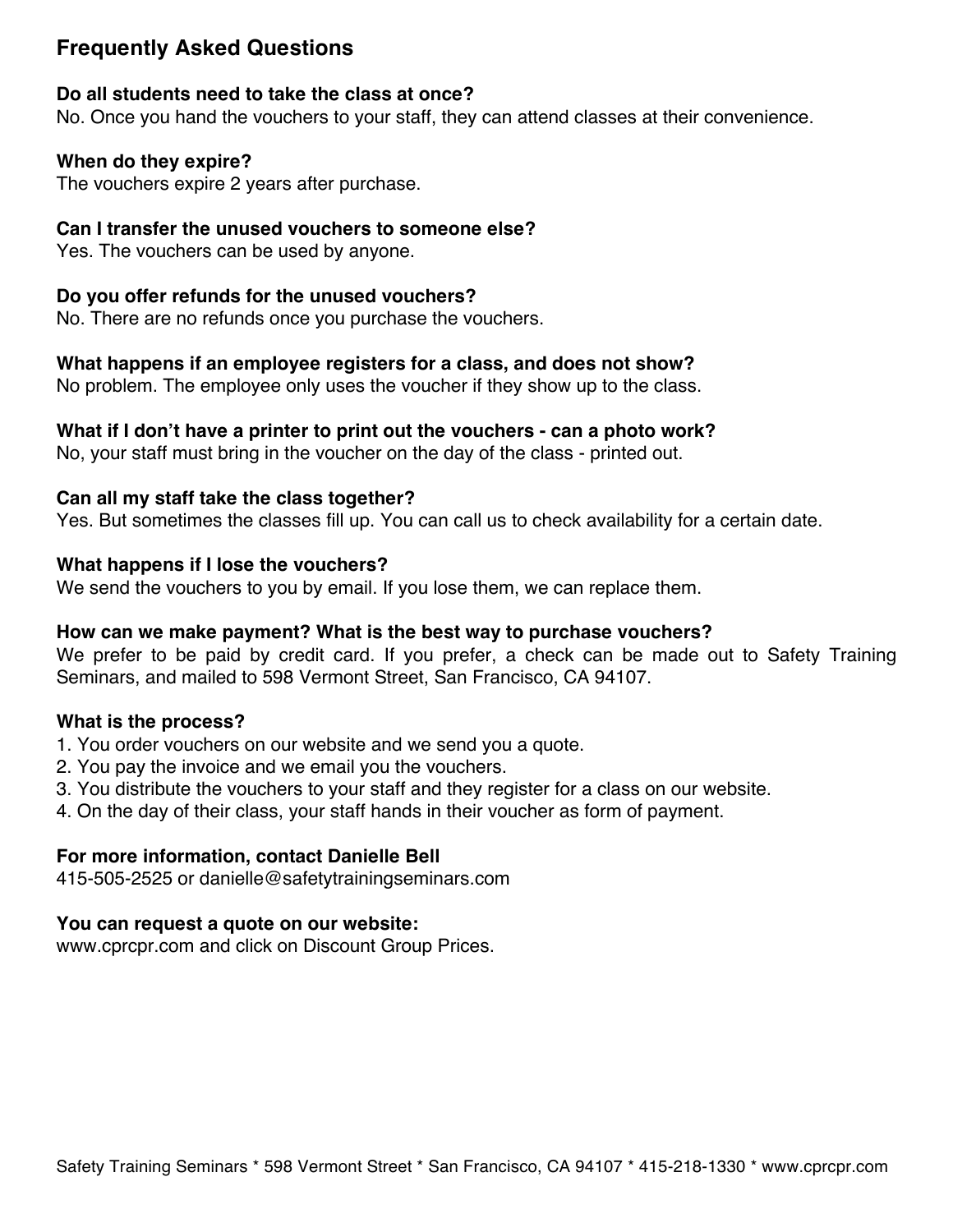## Frequently Asked Questions

**Do all students need to take the class at once?**
No. Once you hand the vouchers to your staff, they can attend classes at their convenience.

**When do they expire?**
The vouchers expire 2 years after purchase.

**Can I transfer the unused vouchers to someone else?**
Yes. The vouchers can be used by anyone.

**Do you offer refunds for the unused vouchers?**
No. There are no refunds once you purchase the vouchers.

**What happens if an employee registers for a class, and does not show?**
No problem. The employee only uses the voucher if they show up to the class.

**What if I don't have a printer to print out the vouchers - can a photo work?**
No, your staff must bring in the voucher on the day of the class - printed out.

**Can all my staff take the class together?**
Yes. But sometimes the classes fill up. You can call us to check availability for a certain date.

**What happens if I lose the vouchers?**
We send the vouchers to you by email. If you lose them, we can replace them.

**How can we make payment? What is the best way to purchase vouchers?**
We prefer to be paid by credit card. If you prefer, a check can be made out to Safety Training Seminars, and mailed to 598 Vermont Street, San Francisco, CA 94107.

**What is the process?**
1. You order vouchers on our website and we send you a quote.
2. You pay the invoice and we email you the vouchers.
3. You distribute the vouchers to your staff and they register for a class on our website.
4. On the day of their class, your staff hands in their voucher as form of payment.

**For more information, contact Danielle Bell**
415-505-2525 or danielle@safetytrainingseminars.com

**You can request a quote on our website:**
www.cprcpr.com and click on Discount Group Prices.